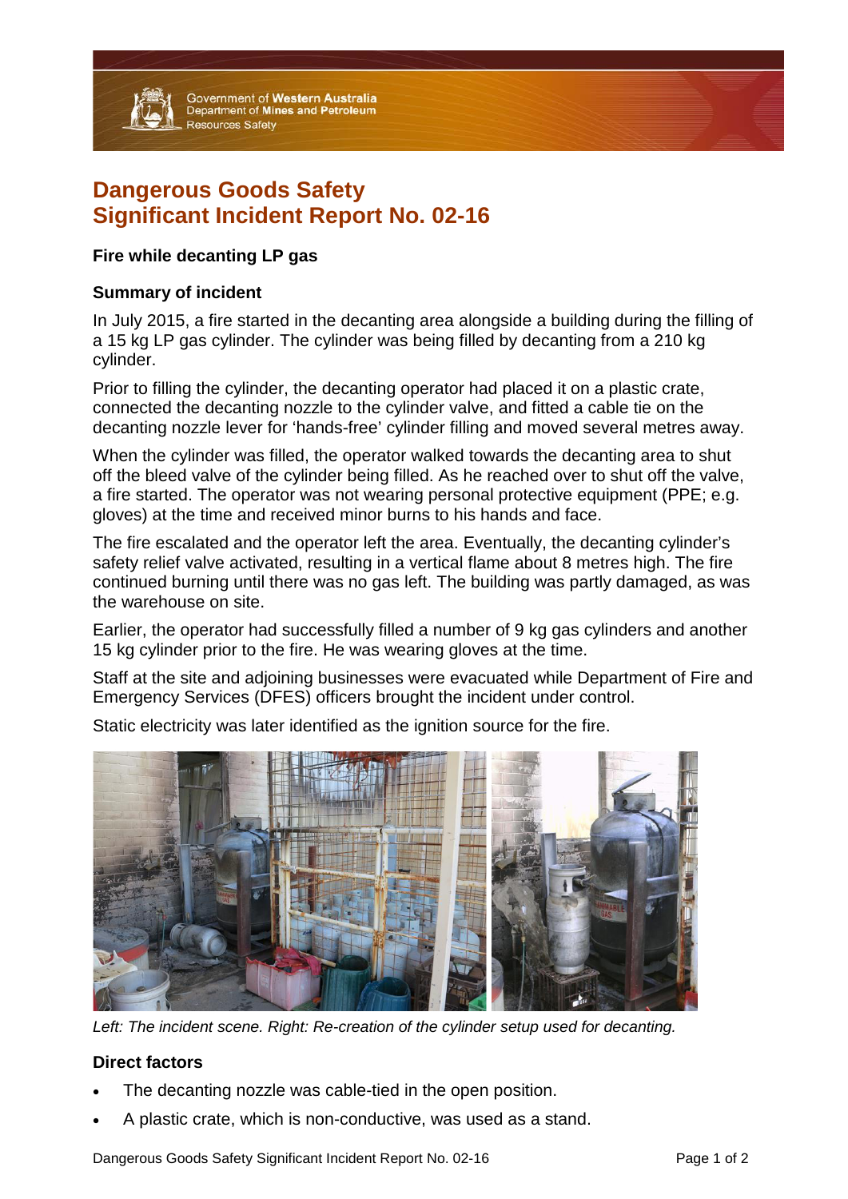Government of Western Australia
Department of Mines and Petroleum
Resources Safety

# Dangerous Goods Safety
# Significant Incident Report No. 02-16

### Fire while decanting LP gas

### Summary of incident

In July 2015, a fire started in the decanting area alongside a building during the filling of a 15 kg LP gas cylinder. The cylinder was being filled by decanting from a 210 kg cylinder.

Prior to filling the cylinder, the decanting operator had placed it on a plastic crate, connected the decanting nozzle to the cylinder valve, and fitted a cable tie on the decanting nozzle lever for 'hands-free' cylinder filling and moved several metres away.

When the cylinder was filled, the operator walked towards the decanting area to shut off the bleed valve of the cylinder being filled. As he reached over to shut off the valve, a fire started. The operator was not wearing personal protective equipment (PPE; e.g. gloves) at the time and received minor burns to his hands and face.

The fire escalated and the operator left the area. Eventually, the decanting cylinder's safety relief valve activated, resulting in a vertical flame about 8 metres high. The fire continued burning until there was no gas left. The building was partly damaged, as was the warehouse on site.

Earlier, the operator had successfully filled a number of 9 kg gas cylinders and another 15 kg cylinder prior to the fire. He was wearing gloves at the time.

Staff at the site and adjoining businesses were evacuated while Department of Fire and Emergency Services (DFES) officers brought the incident under control.

Static electricity was later identified as the ignition source for the fire.

*Left: The incident scene. Right: Re-creation of the cylinder setup used for decanting.*

### Direct factors

- The decanting nozzle was cable-tied in the open position.
- A plastic crate, which is non-conductive, was used as a stand.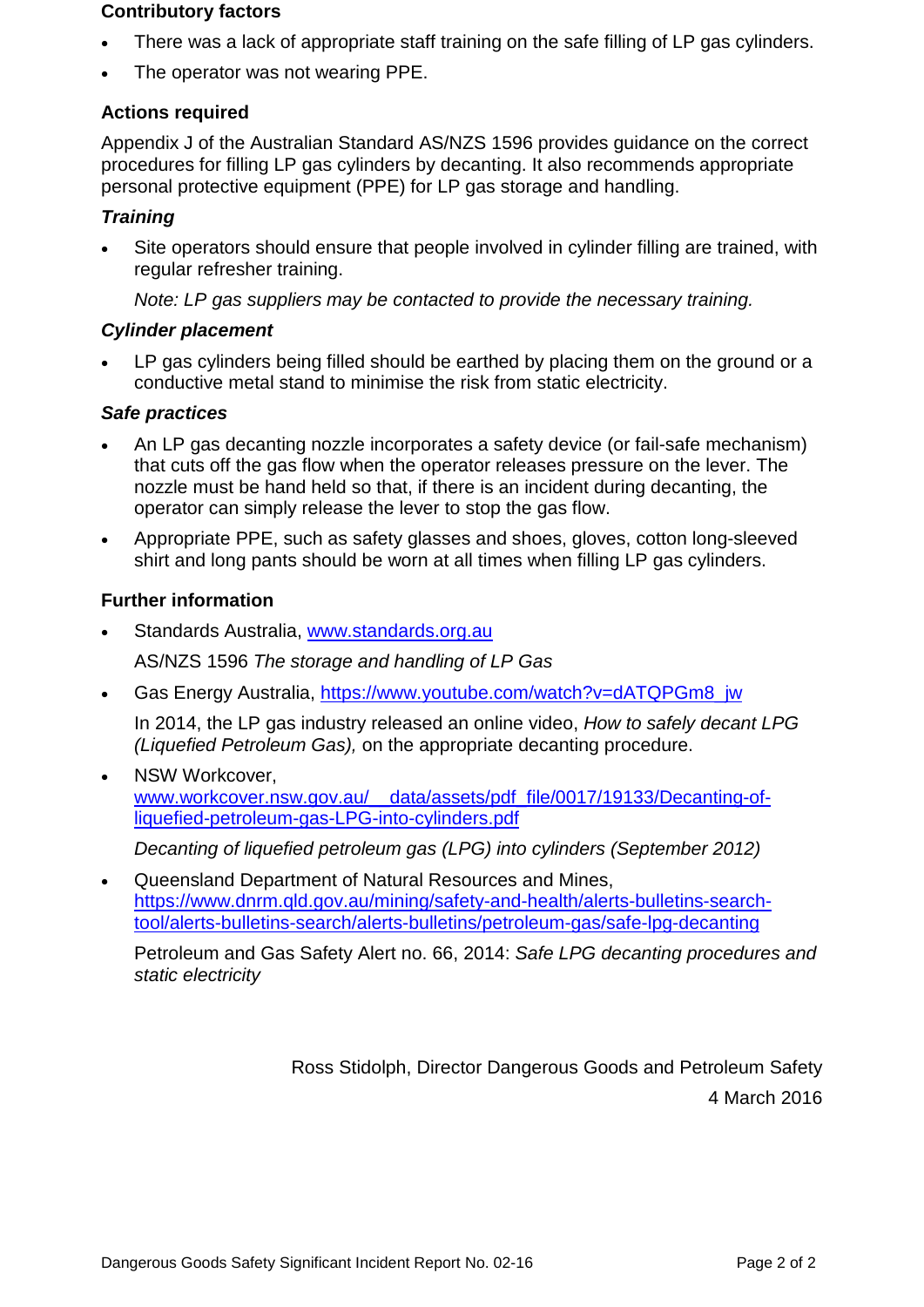**Contributory factors**

- There was a lack of appropriate staff training on the safe filling of LP gas cylinders.
- The operator was not wearing PPE.

### Actions required

Appendix J of the Australian Standard AS/NZS 1596 provides guidance on the correct procedures for filling LP gas cylinders by decanting. It also recommends appropriate personal protective equipment (PPE) for LP gas storage and handling.

#### *Training*

- Site operators should ensure that people involved in cylinder filling are trained, with regular refresher training.

  *Note: LP gas suppliers may be contacted to provide the necessary training.*

#### *Cylinder placement*

- LP gas cylinders being filled should be earthed by placing them on the ground or a conductive metal stand to minimise the risk from static electricity.

#### *Safe practices*

- An LP gas decanting nozzle incorporates a safety device (or fail-safe mechanism) that cuts off the gas flow when the operator releases pressure on the lever. The nozzle must be hand held so that, if there is an incident during decanting, the operator can simply release the lever to stop the gas flow.
- Appropriate PPE, such as safety glasses and shoes, gloves, cotton long-sleeved shirt and long pants should be worn at all times when filling LP gas cylinders.

### Further information

- Standards Australia, www.standards.org.au

  AS/NZS 1596 *The storage and handling of LP Gas*

- Gas Energy Australia, https://www.youtube.com/watch?v=dATQPGm8_jw

  In 2014, the LP gas industry released an online video, *How to safely decant LPG (Liquefied Petroleum Gas),* on the appropriate decanting procedure.

- NSW Workcover, www.workcover.nsw.gov.au/__data/assets/pdf_file/0017/19133/Decanting-of-liquefied-petroleum-gas-LPG-into-cylinders.pdf

  *Decanting of liquefied petroleum gas (LPG) into cylinders (September 2012)*

- Queensland Department of Natural Resources and Mines, https://www.dnrm.qld.gov.au/mining/safety-and-health/alerts-bulletins-search-tool/alerts-bulletins-search/alerts-bulletins/petroleum-gas/safe-lpg-decanting

  Petroleum and Gas Safety Alert no. 66, 2014: *Safe LPG decanting procedures and static electricity*

Ross Stidolph, Director Dangerous Goods and Petroleum Safety

4 March 2016